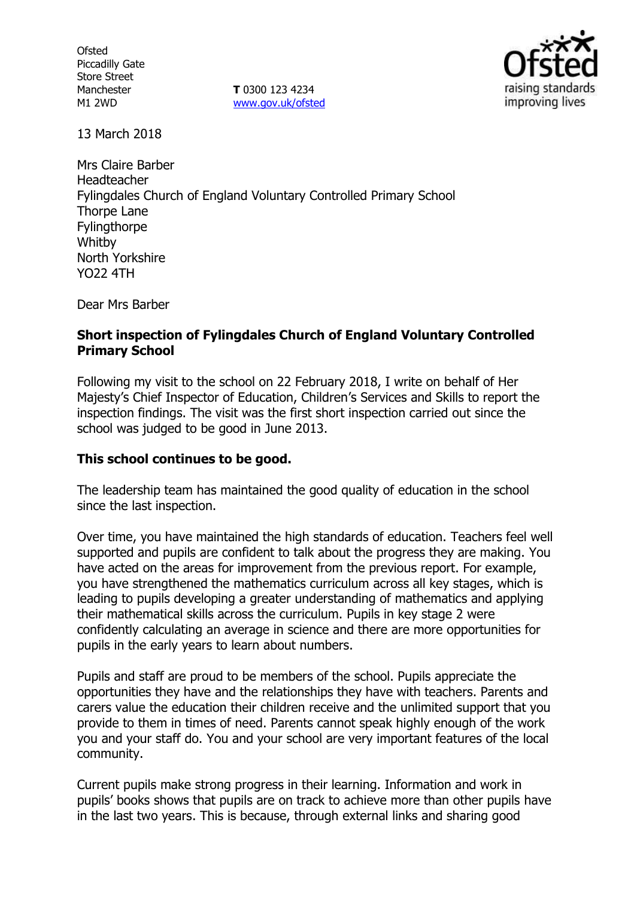Ofsted
Piccadilly Gate
Store Street
Manchester
M1 2WD

**T** 0300 123 4234
www.gov.uk/ofsted

13 March 2018

Mrs Claire Barber
Headteacher
Fylingdales Church of England Voluntary Controlled Primary School
Thorpe Lane
Fylingthorpe
Whitby
North Yorkshire
YO22 4TH

Dear Mrs Barber

**Short inspection of Fylingdales Church of England Voluntary Controlled Primary School**

Following my visit to the school on 22 February 2018, I write on behalf of Her Majesty's Chief Inspector of Education, Children's Services and Skills to report the inspection findings. The visit was the first short inspection carried out since the school was judged to be good in June 2013.

**This school continues to be good.**

The leadership team has maintained the good quality of education in the school since the last inspection.

Over time, you have maintained the high standards of education. Teachers feel well supported and pupils are confident to talk about the progress they are making. You have acted on the areas for improvement from the previous report. For example, you have strengthened the mathematics curriculum across all key stages, which is leading to pupils developing a greater understanding of mathematics and applying their mathematical skills across the curriculum. Pupils in key stage 2 were confidently calculating an average in science and there are more opportunities for pupils in the early years to learn about numbers.

Pupils and staff are proud to be members of the school. Pupils appreciate the opportunities they have and the relationships they have with teachers. Parents and carers value the education their children receive and the unlimited support that you provide to them in times of need. Parents cannot speak highly enough of the work you and your staff do. You and your school are very important features of the local community.

Current pupils make strong progress in their learning. Information and work in pupils' books shows that pupils are on track to achieve more than other pupils have in the last two years. This is because, through external links and sharing good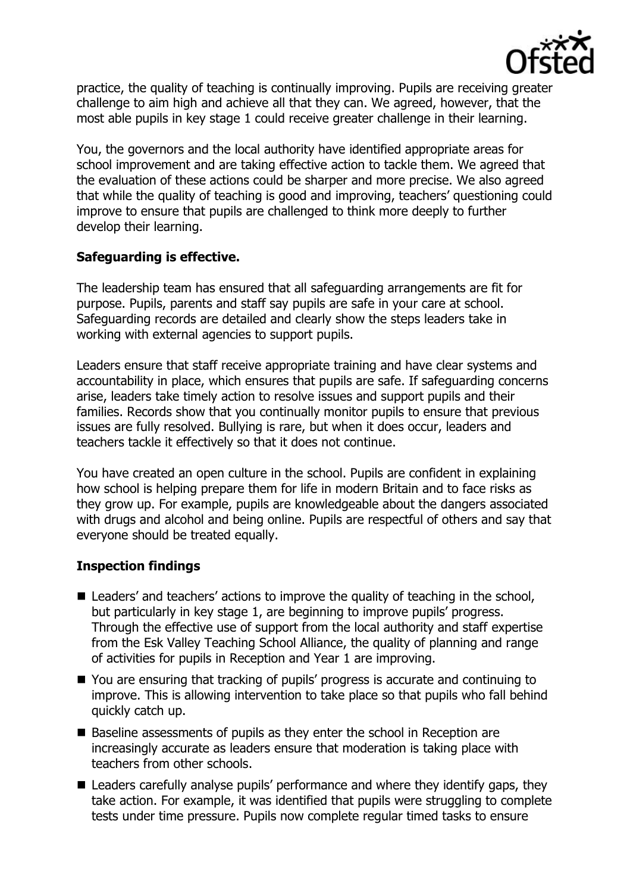practice, the quality of teaching is continually improving. Pupils are receiving greater challenge to aim high and achieve all that they can. We agreed, however, that the most able pupils in key stage 1 could receive greater challenge in their learning.

You, the governors and the local authority have identified appropriate areas for school improvement and are taking effective action to tackle them. We agreed that the evaluation of these actions could be sharper and more precise. We also agreed that while the quality of teaching is good and improving, teachers' questioning could improve to ensure that pupils are challenged to think more deeply to further develop their learning.

## Safeguarding is effective.

The leadership team has ensured that all safeguarding arrangements are fit for purpose. Pupils, parents and staff say pupils are safe in your care at school. Safeguarding records are detailed and clearly show the steps leaders take in working with external agencies to support pupils.

Leaders ensure that staff receive appropriate training and have clear systems and accountability in place, which ensures that pupils are safe. If safeguarding concerns arise, leaders take timely action to resolve issues and support pupils and their families. Records show that you continually monitor pupils to ensure that previous issues are fully resolved. Bullying is rare, but when it does occur, leaders and teachers tackle it effectively so that it does not continue.

You have created an open culture in the school. Pupils are confident in explaining how school is helping prepare them for life in modern Britain and to face risks as they grow up. For example, pupils are knowledgeable about the dangers associated with drugs and alcohol and being online. Pupils are respectful of others and say that everyone should be treated equally.

## Inspection findings

- Leaders' and teachers' actions to improve the quality of teaching in the school, but particularly in key stage 1, are beginning to improve pupils' progress. Through the effective use of support from the local authority and staff expertise from the Esk Valley Teaching School Alliance, the quality of planning and range of activities for pupils in Reception and Year 1 are improving.
- You are ensuring that tracking of pupils' progress is accurate and continuing to improve. This is allowing intervention to take place so that pupils who fall behind quickly catch up.
- Baseline assessments of pupils as they enter the school in Reception are increasingly accurate as leaders ensure that moderation is taking place with teachers from other schools.
- Leaders carefully analyse pupils' performance and where they identify gaps, they take action. For example, it was identified that pupils were struggling to complete tests under time pressure. Pupils now complete regular timed tasks to ensure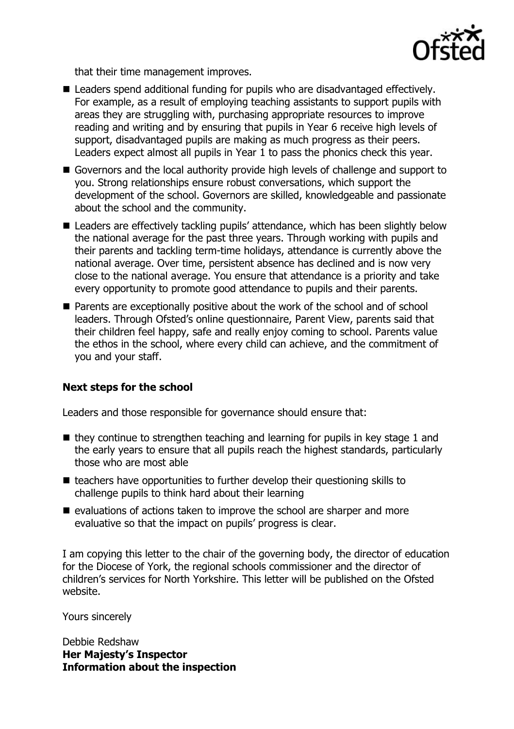that their time management improves.

- Leaders spend additional funding for pupils who are disadvantaged effectively. For example, as a result of employing teaching assistants to support pupils with areas they are struggling with, purchasing appropriate resources to improve reading and writing and by ensuring that pupils in Year 6 receive high levels of support, disadvantaged pupils are making as much progress as their peers. Leaders expect almost all pupils in Year 1 to pass the phonics check this year.
- Governors and the local authority provide high levels of challenge and support to you. Strong relationships ensure robust conversations, which support the development of the school. Governors are skilled, knowledgeable and passionate about the school and the community.
- Leaders are effectively tackling pupils' attendance, which has been slightly below the national average for the past three years. Through working with pupils and their parents and tackling term-time holidays, attendance is currently above the national average. Over time, persistent absence has declined and is now very close to the national average. You ensure that attendance is a priority and take every opportunity to promote good attendance to pupils and their parents.
- Parents are exceptionally positive about the work of the school and of school leaders. Through Ofsted's online questionnaire, Parent View, parents said that their children feel happy, safe and really enjoy coming to school. Parents value the ethos in the school, where every child can achieve, and the commitment of you and your staff.

## Next steps for the school

Leaders and those responsible for governance should ensure that:

- they continue to strengthen teaching and learning for pupils in key stage 1 and the early years to ensure that all pupils reach the highest standards, particularly those who are most able
- teachers have opportunities to further develop their questioning skills to challenge pupils to think hard about their learning
- evaluations of actions taken to improve the school are sharper and more evaluative so that the impact on pupils' progress is clear.

I am copying this letter to the chair of the governing body, the director of education for the Diocese of York, the regional schools commissioner and the director of children's services for North Yorkshire. This letter will be published on the Ofsted website.

Yours sincerely

Debbie Redshaw
**Her Majesty's Inspector**

## Information about the inspection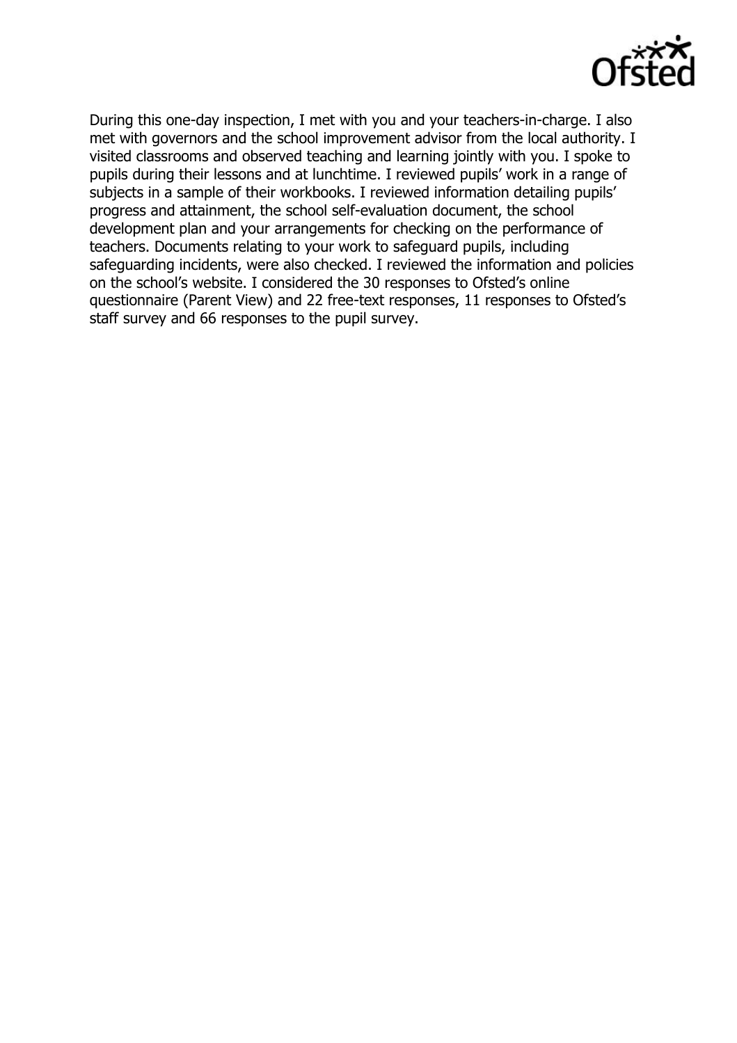During this one-day inspection, I met with you and your teachers-in-charge. I also met with governors and the school improvement advisor from the local authority. I visited classrooms and observed teaching and learning jointly with you. I spoke to pupils during their lessons and at lunchtime. I reviewed pupils' work in a range of subjects in a sample of their workbooks. I reviewed information detailing pupils' progress and attainment, the school self-evaluation document, the school development plan and your arrangements for checking on the performance of teachers. Documents relating to your work to safeguard pupils, including safeguarding incidents, were also checked. I reviewed the information and policies on the school's website. I considered the 30 responses to Ofsted's online questionnaire (Parent View) and 22 free-text responses, 11 responses to Ofsted's staff survey and 66 responses to the pupil survey.